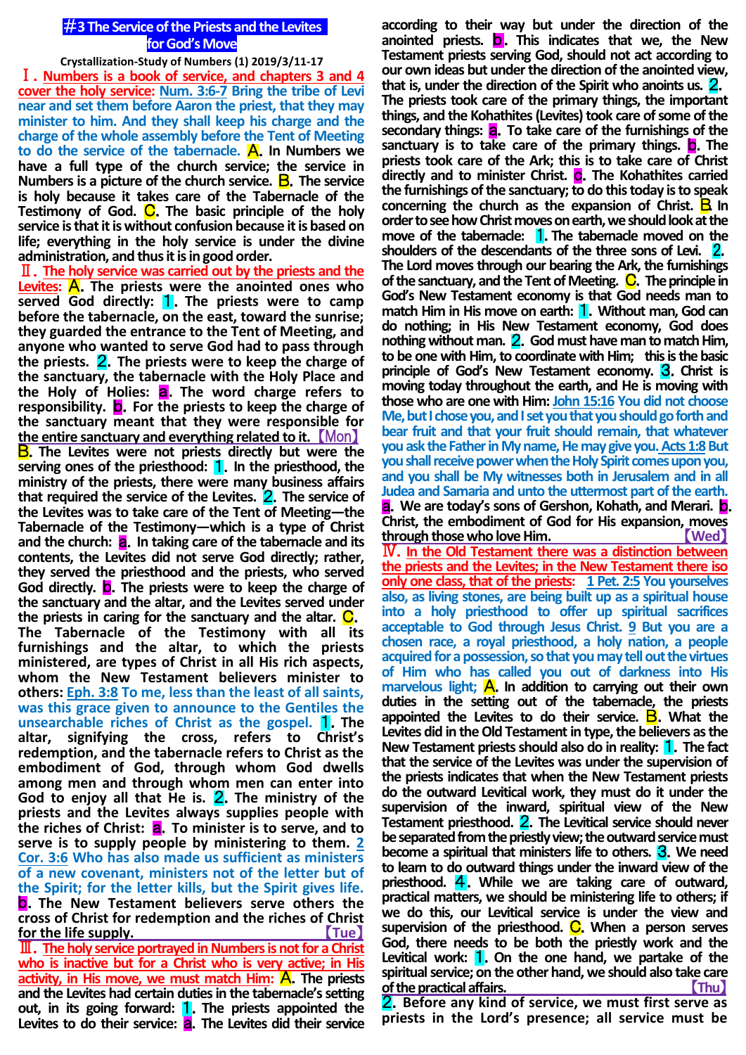# #3 The Service of the Priests and the Levites for God's Move

Crystallization-Study of Numbers (1) 2019/3/11-17

**Ⅰ. Numbers is a book of service, and chapters 3 and 4 cover the holy service:** Num. 3:6-7 Bring the tribe of Levi near and set them before Aaron the priest, that they may minister to him. And they shall keep his charge and the charge of the whole assembly before the Tent of Meeting to do the service of the tabernacle. **A**. In Numbers we have a full type of the church service; the service in Numbers is a picture of the church service. **B**. The service is holy because it takes care of the Tabernacle of the Testimony of God. **C**. The basic principle of the holy service is that it is without confusion because it is based on life; everything in the holy service is under the divine administration, and thus it is in good order.

**Ⅱ. The holy service was carried out by the priests and the Levites:** **A**. The priests were the anointed ones who served God directly: **1**. The priests were to camp before the tabernacle, on the east, toward the sunrise; they guarded the entrance to the Tent of Meeting, and anyone who wanted to serve God had to pass through the priests. **2**. The priests were to keep the charge of the sanctuary, the tabernacle with the Holy Place and the Holy of Holies: **a**. The word charge refers to responsibility. **b**. For the priests to keep the charge of the sanctuary meant that they were responsible for the entire sanctuary and everything related to it. 【Mon】

**B**. The Levites were not priests directly but were the serving ones of the priesthood: **1**. In the priesthood, the ministry of the priests, there were many business affairs that required the service of the Levites. **2**. The service of the Levites was to take care of the Tent of Meeting—the Tabernacle of the Testimony—which is a type of Christ and the church: **a**. In taking care of the tabernacle and its contents, the Levites did not serve God directly; rather, they served the priesthood and the priests, who served God directly. **b**. The priests were to keep the charge of the sanctuary and the altar, and the Levites served under the priests in caring for the sanctuary and the altar. **C**. The Tabernacle of the Testimony with all its furnishings and the altar, to which the priests ministered, are types of Christ in all His rich aspects, whom the New Testament believers minister to others: Eph. 3:8 To me, less than the least of all saints, was this grace given to announce to the Gentiles the unsearchable riches of Christ as the gospel. **1**. The altar, signifying the cross, refers to Christ's redemption, and the tabernacle refers to Christ as the embodiment of God, through whom God dwells among men and through whom men can enter into God to enjoy all that He is. **2**. The ministry of the priests and the Levites always supplies people with the riches of Christ: **a**. To minister is to serve, and to serve is to supply people by ministering to them. 2 Cor. 3:6 Who has also made us sufficient as ministers of a new covenant, ministers not of the letter but of the Spirit; for the letter kills, but the Spirit gives life. **b**. The New Testament believers serve others the cross of Christ for redemption and the riches of Christ for the life supply. 【Tue】

**Ⅲ. The holy service portrayed in Numbers is not for a Christ who is inactive but for a Christ who is very active; in His activity, in His move, we must match Him:** **A**. The priests and the Levites had certain duties in the tabernacle's setting out, in its going forward: **1**. The priests appointed the Levites to do their service: **a**. The Levites did their service according to their way but under the direction of the anointed priests. **b**. This indicates that we, the New Testament priests serving God, should not act according to our own ideas but under the direction of the anointed view, that is, under the direction of the Spirit who anoints us. **2**. The priests took care of the primary things, the important things, and the Kohathites (Levites) took care of some of the secondary things: **a**. To take care of the furnishings of the sanctuary is to take care of the primary things. **b**. The priests took care of the Ark; this is to take care of Christ directly and to minister Christ. **c**. The Kohathites carried the furnishings of the sanctuary; to do this today is to speak concerning the church as the expansion of Christ. **B**. In order to see how Christ moves on earth, we should look at the move of the tabernacle: **1**. The tabernacle moved on the shoulders of the descendants of the three sons of Levi. **2**. The Lord moves through our bearing the Ark, the furnishings of the sanctuary, and the Tent of Meeting. **C**. The principle in God's New Testament economy is that God needs man to match Him in His move on earth: **1**. Without man, God can do nothing; in His New Testament economy, God does nothing without man. **2**. God must have man to match Him, to be one with Him, to coordinate with Him; this is the basic principle of God's New Testament economy. **3**. Christ is moving today throughout the earth, and He is moving with those who are one with Him: John 15:16 You did not choose Me, but I chose you, and I set you that you should go forth and bear fruit and that your fruit should remain, that whatever you ask the Father in My name, He may give you. Acts 1:8 But you shall receive power when the Holy Spirit comes upon you, and you shall be My witnesses both in Jerusalem and in all Judea and Samaria and unto the uttermost part of the earth. **a**. We are today's sons of Gershon, Kohath, and Merari. **b**. Christ, the embodiment of God for His expansion, moves through those who love Him. 【Wed】

**Ⅳ. In the Old Testament there was a distinction between the priests and the Levites; in the New Testament there iso only one class, that of the priests:** 1 Pet. 2:5 You yourselves also, as living stones, are being built up as a spiritual house into a holy priesthood to offer up spiritual sacrifices acceptable to God through Jesus Christ. 9 But you are a chosen race, a royal priesthood, a holy nation, a people acquired for a possession, so that you may tell out the virtues of Him who has called you out of darkness into His marvelous light; **A**. In addition to carrying out their own duties in the setting out of the tabernacle, the priests appointed the Levites to do their service. **B**. What the Levites did in the Old Testament in type, the believers as the New Testament priests should also do in reality: **1**. The fact that the service of the Levites was under the supervision of the priests indicates that when the New Testament priests do the outward Levitical work, they must do it under the supervision of the inward, spiritual view of the New Testament priesthood. **2**. The Levitical service should never be separated from the priestly view; the outward service must become a spiritual that ministers life to others. **3**. We need to learn to do outward things under the inward view of the priesthood. **4**. While we are taking care of outward, practical matters, we should be ministering life to others; if we do this, our Levitical service is under the view and supervision of the priesthood. **C**. When a person serves God, there needs to be both the priestly work and the Levitical work: **1**. On the one hand, we partake of the spiritual service; on the other hand, we should also take care of the practical affairs. 【Thu】

**2**. Before any kind of service, we must first serve as priests in the Lord's presence; all service must be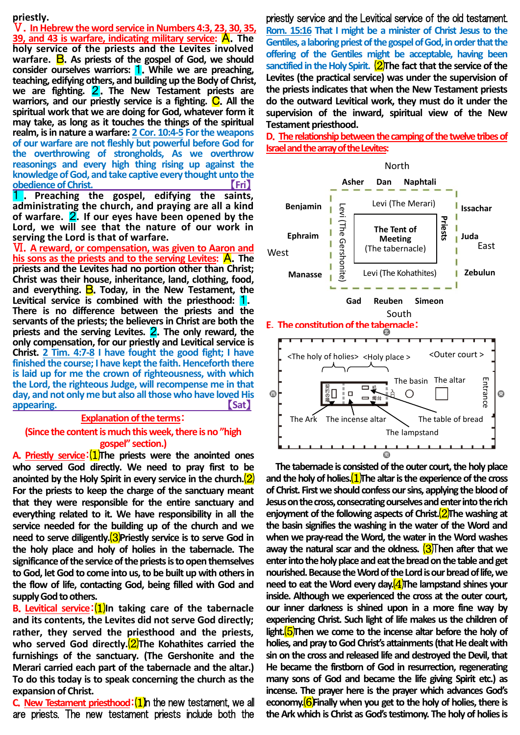priestly.

**Ⅴ. In Hebrew the word service in Numbers 4:3, 23, 30, 35, 39, and 43 is warfare, indicating military service:** **A.** The holy service of the priests and the Levites involved warfare. **B.** As priests of the gospel of God, we should consider ourselves warriors: **1.** While we are preaching, teaching, edifying others, and building up the Body of Christ, we are fighting. **2.** The New Testament priests are warriors, and our priestly service is a fighting. **C.** All the spiritual work that we are doing for God, whatever form it may take, as long as it touches the things of the spiritual realm, is in nature a warfare: 2 Cor. 10:4-5 For the weapons of our warfare are not fleshly but powerful before God for the overthrowing of strongholds, As we overthrow reasonings and every high thing rising up against the knowledge of God, and take captive every thought unto the obedience of Christ. 【Fri】

**1.** Preaching the gospel, edifying the saints, administrating the church, and praying are all a kind of warfare. **2.** If our eyes have been opened by the Lord, we will see that the nature of our work in serving the Lord is that of warfare.

**Ⅵ. A reward, or compensation, was given to Aaron and his sons as the priests and to the serving Levites:** **A.** The priests and the Levites had no portion other than Christ; Christ was their house, inheritance, land, clothing, food, and everything. **B.** Today, in the New Testament, the Levitical service is combined with the priesthood: **1.** There is no difference between the priests and the servants of the priests; the believers in Christ are both the priests and the serving Levites. **2.** The only reward, the only compensation, for our priestly and Levitical service is Christ. 2 Tim. 4:7-8 I have fought the good fight; I have finished the course; I have kept the faith. Henceforth there is laid up for me the crown of righteousness, with which the Lord, the righteous Judge, will recompense me in that day, and not only me but also all those who have loved His appearing. 【Sat】

## Explanation of the terms:

(Since the content is much this week, there is no "high gospel" section.)

**A. Priestly service:** (1)The priests were the anointed ones who served God directly. We need to pray first to be anointed by the Holy Spirit in every service in the church.(2) For the priests to keep the charge of the sanctuary meant that they were responsible for the entire sanctuary and everything related to it. We have responsibility in all the service needed for the building up of the church and we need to serve diligently.(3)Priestly service is to serve God in the holy place and holy of holies in the tabernacle. The significance of the service of the priests is to open themselves to God, let God to come into us, to be built up with others in the flow of life, contacting God, being filled with God and supply God to others.

**B. Levitical service:** (1)In taking care of the tabernacle and its contents, the Levites did not serve God directly; rather, they served the priesthood and the priests, who served God directly.(2)The Kohathites carried the furnishings of the sanctuary. (The Gershonite and the Merari carried each part of the tabernacle and the altar.) To do this today is to speak concerning the church as the expansion of Christ.

**C. New Testament priesthood:** (1)In the new testament, we all are priests. The new testament priests include both the priestly service and the Levitical service of the old testament. Rom. 15:16 That I might be a minister of Christ Jesus to the Gentiles, a laboring priest of the gospel of God, in order that the offering of the Gentiles might be acceptable, having been sanctified in the Holy Spirit. (2)The fact that the service of the Levites (the practical service) was under the supervision of the priests indicates that when the New Testament priests do the outward Levitical work, they must do it under the supervision of the inward, spiritual view of the New Testament priesthood.

**D. The relationship between the camping of the twelve tribes of Israel and the array of the Levites:**

North: Asher, Dan, Naphtali — Levi (The Merari)
West: Benjamin, Ephraim, Manasse — Levi (The Gershonite)
East: Issachar, Juda, Zebulun — Priests
South: Gad, Reuben, Simeon — Levi (The Kohathites)
Center: The Tent of Meeting (The tabernacle)

**E. The constitution of the tabernacle:**

<The holy of holies> <Holy place> <Outer court> — The Ark, The incense altar, The table of bread, The lampstand, The basin, The altar, Entrance

The tabernacle is consisted of the outer court, the holy place and the holy of holies.(1)The altar is the experience of the cross of Christ. First we should confess our sins, applying the blood of Jesus on the cross, consecrating ourselves and enter into the rich enjoyment of the following aspects of Christ.(2)The washing at the basin signifies the washing in the water of the Word and when we pray-read the Word, the water in the Word washes away the natural scar and the oldness. (3)Then after that we enter into the holy place and eat the bread on the table and get nourished. Because the Word of the Lord is our bread of life, we need to eat the Word every day.(4)The lampstand shines your inside. Although we experienced the cross at the outer court, our inner darkness is shined upon in a more fine way by experiencing Christ. Such light of life makes us the children of light.(5)Then we come to the incense altar before the holy of holies, and pray to God Christ's attainments (that He dealt with sin on the cross and released life and destroyed the Devil, that He became the firstborn of God in resurrection, regenerating many sons of God and became the life giving Spirit etc.) as incense. The prayer here is the prayer which advances God's economy.(6)Finally when you get to the holy of holies, there is the Ark which is Christ as God's testimony. The holy of holies is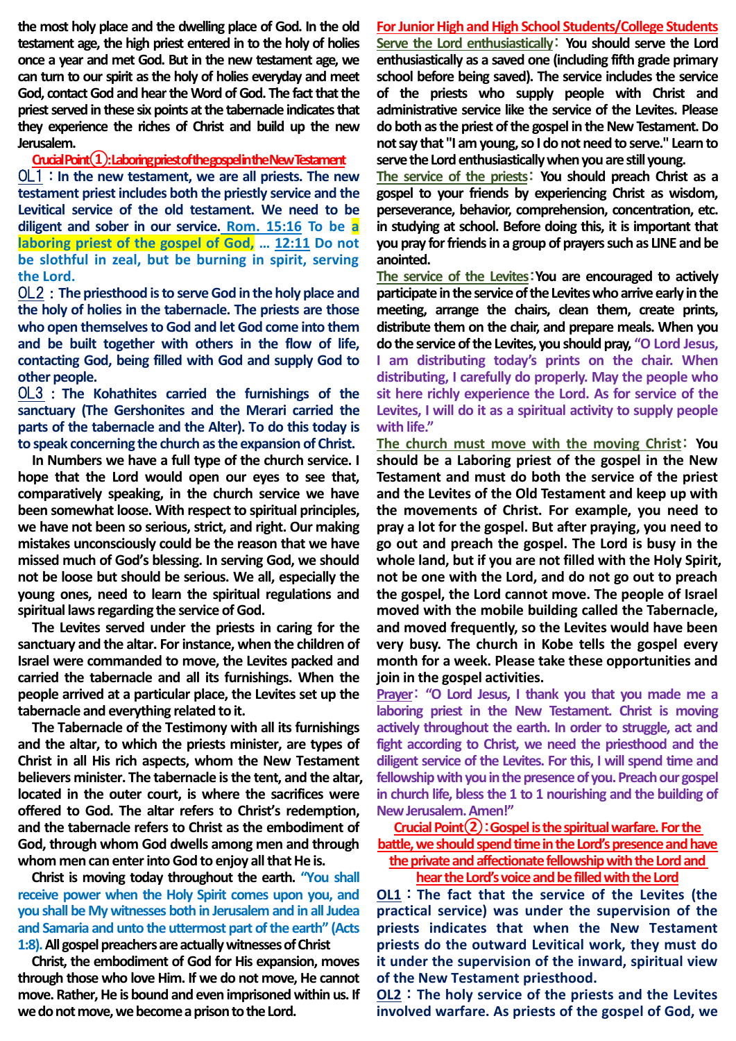the most holy place and the dwelling place of God. In the old testament age, the high priest entered in to the holy of holies once a year and met God. But in the new testament age, we can turn to our spirit as the holy of holies everyday and meet God, contact God and hear the Word of God. The fact that the priest served in these six points at the tabernacle indicates that they experience the riches of Christ and build up the new Jerusalem.

**Crucial Point①: Laboring priest of the gospel in the New Testament**

**OL1：In the new testament, we are all priests. The new testament priest includes both the priestly service and the Levitical service of the old testament. We need to be diligent and sober in our service. Rom. 15:16 To be a laboring priest of the gospel of God, … 12:11 Do not be slothful in zeal, but be burning in spirit, serving the Lord.**

**OL2：The priesthood is to serve God in the holy place and the holy of holies in the tabernacle. The priests are those who open themselves to God and let God come into them and be built together with others in the flow of life, contacting God, being filled with God and supply God to other people.**

**OL3：The Kohathites carried the furnishings of the sanctuary (The Gershonites and the Merari carried the parts of the tabernacle and the Alter). To do this today is to speak concerning the church as the expansion of Christ.**

In Numbers we have a full type of the church service. I hope that the Lord would open our eyes to see that, comparatively speaking, in the church service we have been somewhat loose. With respect to spiritual principles, we have not been so serious, strict, and right. Our making mistakes unconsciously could be the reason that we have missed much of God's blessing. In serving God, we should not be loose but should be serious. We all, especially the young ones, need to learn the spiritual regulations and spiritual laws regarding the service of God.

The Levites served under the priests in caring for the sanctuary and the altar. For instance, when the children of Israel were commanded to move, the Levites packed and carried the tabernacle and all its furnishings. When the people arrived at a particular place, the Levites set up the tabernacle and everything related to it.

The Tabernacle of the Testimony with all its furnishings and the altar, to which the priests minister, are types of Christ in all His rich aspects, whom the New Testament believers minister. The tabernacle is the tent, and the altar, located in the outer court, is where the sacrifices were offered to God. The altar refers to Christ's redemption, and the tabernacle refers to Christ as the embodiment of God, through whom God dwells among men and through whom men can enter into God to enjoy all that He is.

Christ is moving today throughout the earth. "You shall receive power when the Holy Spirit comes upon you, and you shall be My witnesses both in Jerusalem and in all Judea and Samaria and unto the uttermost part of the earth" (Acts 1:8). **All gospel preachers are actually witnesses of Christ**

**Christ, the embodiment of God for His expansion, moves through those who love Him. If we do not move, He cannot move. Rather, He is bound and even imprisoned within us. If we do not move, we become a prison to the Lord.**

**For Junior High and High School Students/College Students**

**Serve the Lord enthusiastically: You should serve the Lord enthusiastically as a saved one (including fifth grade primary school before being saved). The service includes the service of the priests who supply people with Christ and administrative service like the service of the Levites. Please do both as the priest of the gospel in the New Testament. Do not say that "I am young, so I do not need to serve." Learn to serve the Lord enthusiastically when you are still young.**

**The service of the priests: You should preach Christ as a gospel to your friends by experiencing Christ as wisdom, perseverance, behavior, comprehension, concentration, etc. in studying at school. Before doing this, it is important that you pray for friends in a group of prayers such as LINE and be anointed.**

**The service of the Levites: You are encouraged to actively participate in the service of the Levites who arrive early in the meeting, arrange the chairs, clean them, create prints, distribute them on the chair, and prepare meals. When you do the service of the Levites, you should pray, "O Lord Jesus, I am distributing today's prints on the chair. When distributing, I carefully do properly. May the people who sit here richly experience the Lord. As for service of the Levites, I will do it as a spiritual activity to supply people with life."**

**The church must move with the moving Christ: You should be a Laboring priest of the gospel in the New Testament and must do both the service of the priest and the Levites of the Old Testament and keep up with the movements of Christ. For example, you need to pray a lot for the gospel. But after praying, you need to go out and preach the gospel. The Lord is busy in the whole land, but if you are not filled with the Holy Spirit, not be one with the Lord, and do not go out to preach the gospel, the Lord cannot move. The people of Israel moved with the mobile building called the Tabernacle, and moved frequently, so the Levites would have been very busy. The church in Kobe tells the gospel every month for a week. Please take these opportunities and join in the gospel activities.**

**Prayer: "O Lord Jesus, I thank you that you made me a laboring priest in the New Testament. Christ is moving actively throughout the earth. In order to struggle, act and fight according to Christ, we need the priesthood and the diligent service of the Levites. For this, I will spend time and fellowship with you in the presence of you. Preach our gospel in church life, bless the 1 to 1 nourishing and the building of New Jerusalem. Amen!"**

**Crucial Point②: Gospel is the spiritual warfare. For the battle, we should spend time in the Lord's presence and have the private and affectionate fellowship with the Lord and hear the Lord's voice and be filled with the Lord**

**OL1：The fact that the service of the Levites (the practical service) was under the supervision of the priests indicates that when the New Testament priests do the outward Levitical work, they must do it under the supervision of the inward, spiritual view of the New Testament priesthood.**

**OL2：The holy service of the priests and the Levites involved warfare. As priests of the gospel of God, we**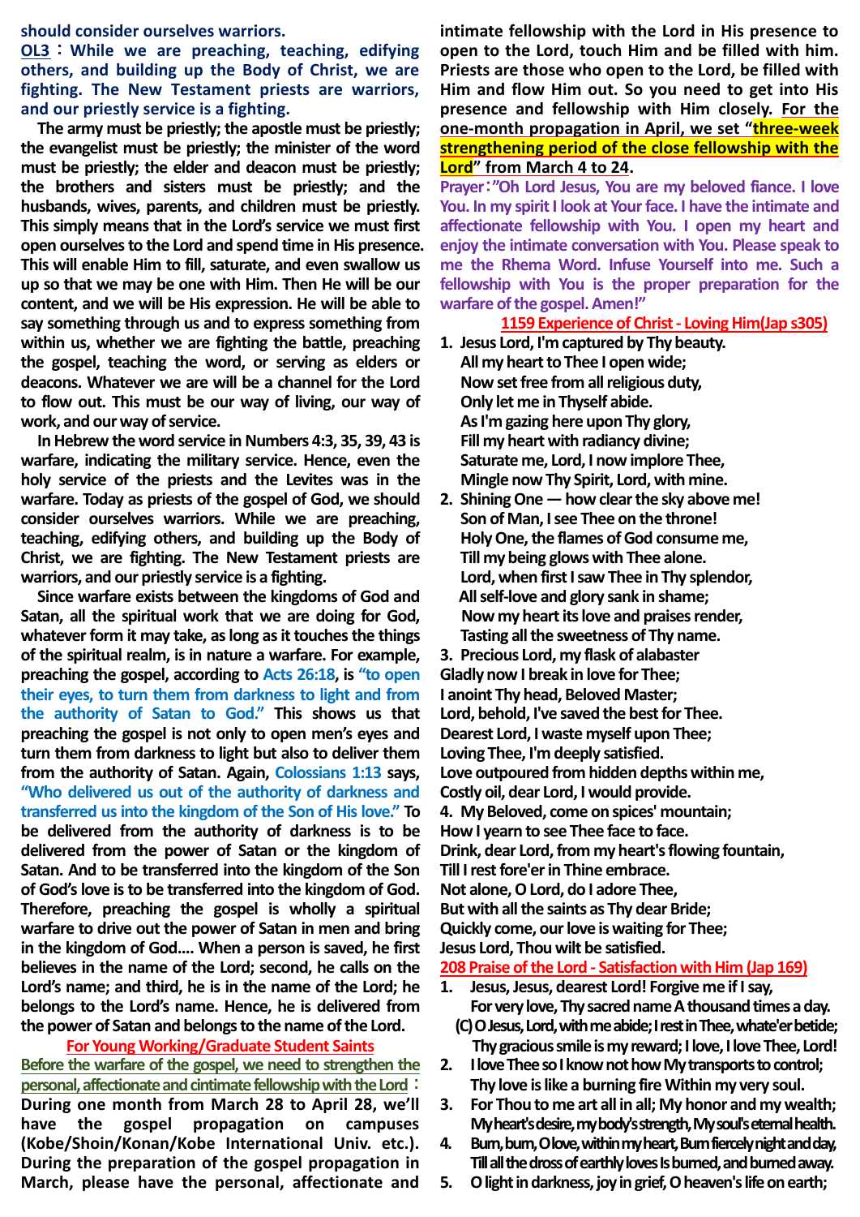**should consider ourselves warriors.**

**OL3：While we are preaching, teaching, edifying others, and building up the Body of Christ, we are fighting. The New Testament priests are warriors, and our priestly service is a fighting.**

**The army must be priestly; the apostle must be priestly; the evangelist must be priestly; the minister of the word must be priestly; the elder and deacon must be priestly; the brothers and sisters must be priestly; and the husbands, wives, parents, and children must be priestly. This simply means that in the Lord's service we must first open ourselves to the Lord and spend time in His presence. This will enable Him to fill, saturate, and even swallow us up so that we may be one with Him. Then He will be our content, and we will be His expression. He will be able to say something through us and to express something from within us, whether we are fighting the battle, preaching the gospel, teaching the word, or serving as elders or deacons. Whatever we are will be a channel for the Lord to flow out. This must be our way of living, our way of work, and our way of service.**

**In Hebrew the word service in Numbers 4:3, 35, 39, 43 is warfare, indicating the military service. Hence, even the holy service of the priests and the Levites was in the warfare. Today as priests of the gospel of God, we should consider ourselves warriors. While we are preaching, teaching, edifying others, and building up the Body of Christ, we are fighting. The New Testament priests are warriors, and our priestly service is a fighting.**

**Since warfare exists between the kingdoms of God and Satan, all the spiritual work that we are doing for God, whatever form it may take, as long as it touches the things of the spiritual realm, is in nature a warfare. For example, preaching the gospel, according to Acts 26:18, is "to open their eyes, to turn them from darkness to light and from the authority of Satan to God." This shows us that preaching the gospel is not only to open men's eyes and turn them from darkness to light but also to deliver them from the authority of Satan. Again, Colossians 1:13 says, "Who delivered us out of the authority of darkness and transferred us into the kingdom of the Son of His love." To be delivered from the authority of darkness is to be delivered from the power of Satan or the kingdom of Satan. And to be transferred into the kingdom of the Son of God's love is to be transferred into the kingdom of God. Therefore, preaching the gospel is wholly a spiritual warfare to drive out the power of Satan in men and bring in the kingdom of God.... When a person is saved, he first believes in the name of the Lord; second, he calls on the Lord's name; and third, he is in the name of the Lord; he belongs to the Lord's name. Hence, he is delivered from the power of Satan and belongs to the name of the Lord.**

**For Young Working/Graduate Student Saints**

**Before the warfare of the gospel, we need to strengthen the personal, affectionate and cintimate fellowship with the Lord：**

**During one month from March 28 to April 28, we'll have the gospel propagation on campuses (Kobe/Shoin/Konan/Kobe International Univ. etc.). During the preparation of the gospel propagation in March, please have the personal, affectionate and intimate fellowship with the Lord in His presence to open to the Lord, touch Him and be filled with him. Priests are those who open to the Lord, be filled with Him and flow Him out. So you need to get into His presence and fellowship with Him closely. For the one-month propagation in April, we set "three-week strengthening period of the close fellowship with the Lord" from March 4 to 24.**

**Prayer："Oh Lord Jesus, You are my beloved fiance. I love You. In my spirit I look at Your face. I have the intimate and affectionate fellowship with You. I open my heart and enjoy the intimate conversation with You. Please speak to me the Rhema Word. Infuse Yourself into me. Such a fellowship with You is the proper preparation for the warfare of the gospel. Amen!"**

**1159 Experience of Christ - Loving Him(Jap s305)**

1. Jesus Lord, I'm captured by Thy beauty.
   All my heart to Thee I open wide;
   Now set free from all religious duty,
   Only let me in Thyself abide.
   As I'm gazing here upon Thy glory,
   Fill my heart with radiancy divine;
   Saturate me, Lord, I now implore Thee,
   Mingle now Thy Spirit, Lord, with mine.
2. Shining One — how clear the sky above me!
   Son of Man, I see Thee on the throne!
   Holy One, the flames of God consume me,
   Till my being glows with Thee alone.
   Lord, when first I saw Thee in Thy splendor,
   All self-love and glory sank in shame;
   Now my heart its love and praises render,
   Tasting all the sweetness of Thy name.
3. Precious Lord, my flask of alabaster
   Gladly now I break in love for Thee;
   I anoint Thy head, Beloved Master;
   Lord, behold, I've saved the best for Thee.
   Dearest Lord, I waste myself upon Thee;
   Loving Thee, I'm deeply satisfied.
   Love outpoured from hidden depths within me,
   Costly oil, dear Lord, I would provide.
4. My Beloved, come on spices' mountain;
   How I yearn to see Thee face to face.
   Drink, dear Lord, from my heart's flowing fountain,
   Till I rest fore'er in Thine embrace.
   Not alone, O Lord, do I adore Thee,
   But with all the saints as Thy dear Bride;
   Quickly come, our love is waiting for Thee;
   Jesus Lord, Thou wilt be satisfied.

**208 Praise of the Lord - Satisfaction with Him (Jap 169)**

1. Jesus, Jesus, dearest Lord! Forgive me if I say,
   For very love, Thy sacred name A thousand times a day.
   (C) O Jesus, Lord, with me abide; I rest in Thee, whate'er betide;
   Thy gracious smile is my reward; I love, I love Thee, Lord!
2. I love Thee so I know not how My transports to control;
   Thy love is like a burning fire Within my very soul.
3. For Thou to me art all in all; My honor and my wealth;
   My heart's desire, my body's strength, My soul's eternal health.
4. Burn, burn, O love, within my heart, Burn fiercely night and day,
   Till all the dross of earthly loves Is burned, and burned away.
5. O light in darkness, joy in grief, O heaven's life on earth;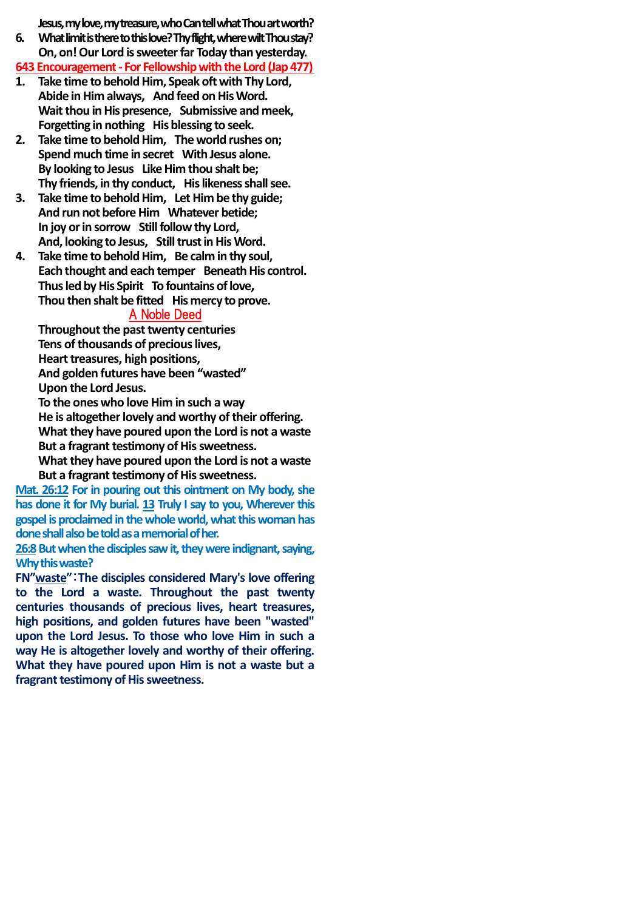Jesus, my love, my treasure, who Can tell what Thou art worth?

6. What limit is there to this love? Thy flight, where wilt Thou stay?
   On, on! Our Lord is sweeter far Today than yesterday.

## 643 Encouragement - For Fellowship with the Lord (Jap 477)

1. Take time to behold Him, Speak oft with Thy Lord,
   Abide in Him always, And feed on His Word.
   Wait thou in His presence, Submissive and meek,
   Forgetting in nothing His blessing to seek.
2. Take time to behold Him, The world rushes on;
   Spend much time in secret With Jesus alone.
   By looking to Jesus Like Him thou shalt be;
   Thy friends, in thy conduct, His likeness shall see.
3. Take time to behold Him, Let Him be thy guide;
   And run not before Him Whatever betide;
   In joy or in sorrow Still follow thy Lord,
   And, looking to Jesus, Still trust in His Word.
4. Take time to behold Him, Be calm in thy soul,
   Each thought and each temper Beneath His control.
   Thus led by His Spirit To fountains of love,
   Thou then shalt be fitted His mercy to prove.

## A Noble Deed

Throughout the past twenty centuries
Tens of thousands of precious lives,
Heart treasures, high positions,
And golden futures have been "wasted"
Upon the Lord Jesus.
To the ones who love Him in such a way
He is altogether lovely and worthy of their offering.
What they have poured upon the Lord is not a waste
But a fragrant testimony of His sweetness.
What they have poured upon the Lord is not a waste
But a fragrant testimony of His sweetness.

**Mat. 26:12 For in pouring out this ointment on My body, she has done it for My burial. 13 Truly I say to you, Wherever this gospel is proclaimed in the whole world, what this woman has done shall also be told as a memorial of her.**

**26:8 But when the disciples saw it, they were indignant, saying, Why this waste?**

**FN"waste"：The disciples considered Mary's love offering to the Lord a waste. Throughout the past twenty centuries thousands of precious lives, heart treasures, high positions, and golden futures have been "wasted" upon the Lord Jesus. To those who love Him in such a way He is altogether lovely and worthy of their offering. What they have poured upon Him is not a waste but a fragrant testimony of His sweetness.**